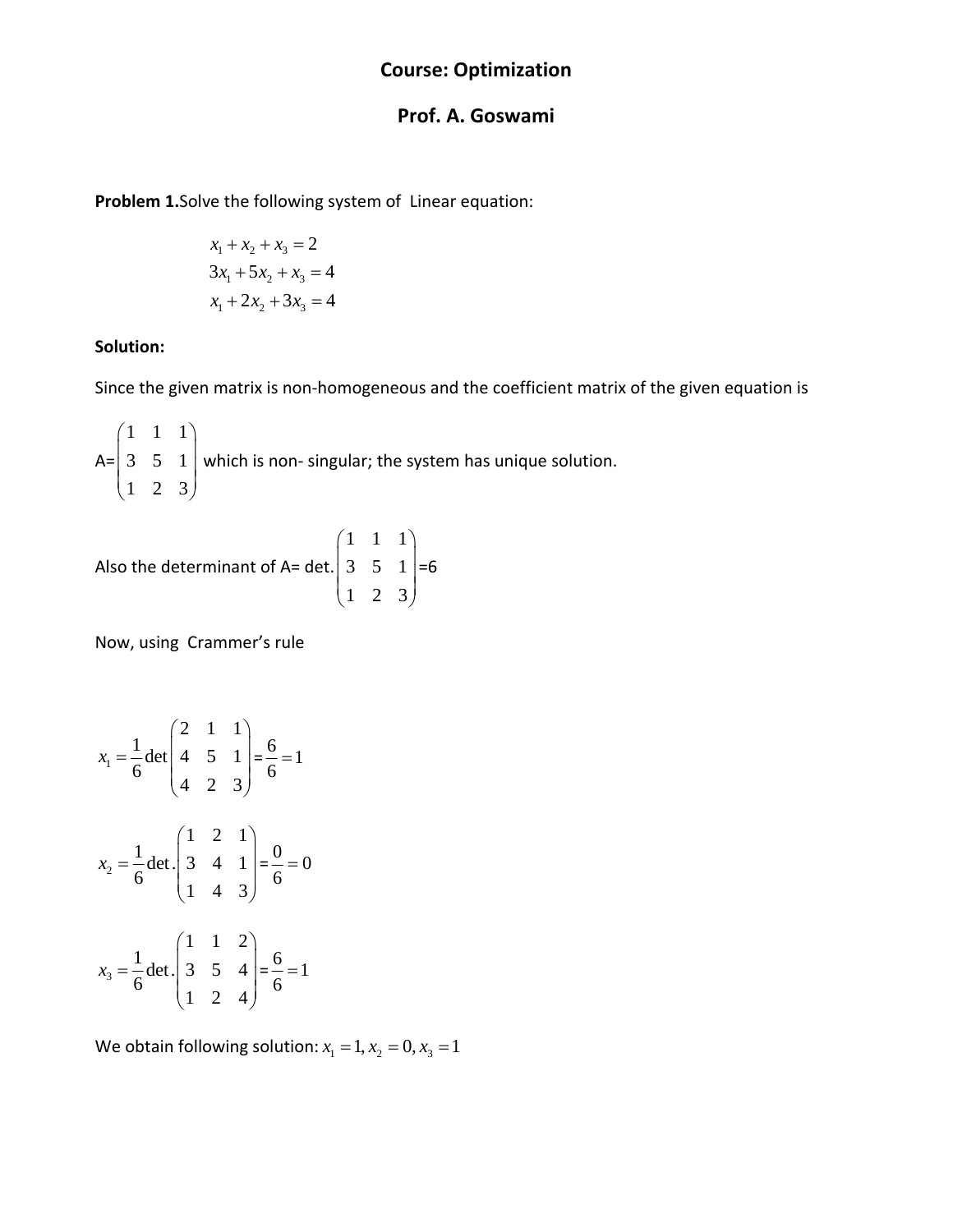# Course: Optimization

## Prof. A. Goswami

**Problem 1.**Solve the following system of Linear equation:

$$x_1 + x_2 + x_3 = 2$$
$$3x_1 + 5x_2 + x_3 = 4$$
$$x_1 + 2x_2 + 3x_3 = 4$$

**Solution:**

Since the given matrix is non-homogeneous and the coefficient matrix of the given equation is

A= $\begin{pmatrix} 1 & 1 & 1 \\ 3 & 5 & 1 \\ 1 & 2 & 3 \end{pmatrix}$ which is non- singular; the system has unique solution.

Also the determinant of A= det. $\begin{pmatrix} 1 & 1 & 1 \\ 3 & 5 & 1 \\ 1 & 2 & 3 \end{pmatrix}$=6

Now, using Crammer's rule

$$x_1 = \frac{1}{6}\det\begin{pmatrix} 2 & 1 & 1 \\ 4 & 5 & 1 \\ 4 & 2 & 3 \end{pmatrix} = \frac{6}{6} = 1$$

$$x_2 = \frac{1}{6}\det.\begin{pmatrix} 1 & 2 & 1 \\ 3 & 4 & 1 \\ 1 & 4 & 3 \end{pmatrix} = \frac{0}{6} = 0$$

$$x_3 = \frac{1}{6}\det.\begin{pmatrix} 1 & 1 & 2 \\ 3 & 5 & 4 \\ 1 & 2 & 4 \end{pmatrix} = \frac{6}{6} = 1$$

We obtain following solution: $x_1 = 1, x_2 = 0, x_3 = 1$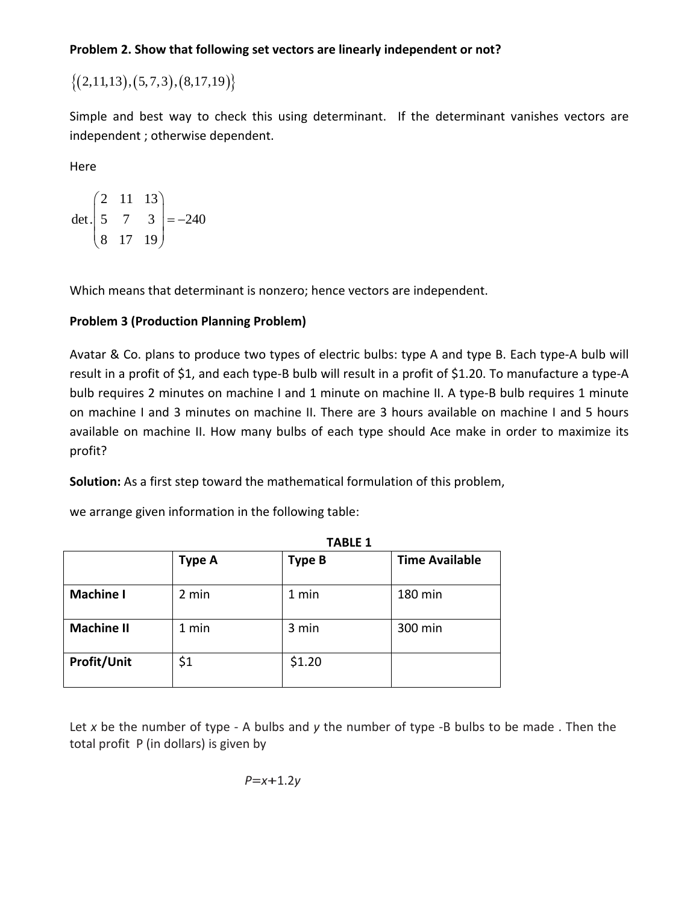**Problem 2. Show that following set vectors are linearly independent or not?**

$$\{(2,11,13),(5,7,3),(8,17,19)\}$$

Simple and best way to check this using determinant. If the determinant vanishes vectors are independent ; otherwise dependent.

Here

$$\det.\begin{pmatrix} 2 & 11 & 13 \\ 5 & 7 & 3 \\ 8 & 17 & 19 \end{pmatrix} = -240$$

Which means that determinant is nonzero; hence vectors are independent.

**Problem 3 (Production Planning Problem)**

Avatar & Co. plans to produce two types of electric bulbs: type A and type B. Each type-A bulb will result in a profit of $1, and each type-B bulb will result in a profit of $1.20. To manufacture a type-A bulb requires 2 minutes on machine I and 1 minute on machine II. A type-B bulb requires 1 minute on machine I and 3 minutes on machine II. There are 3 hours available on machine I and 5 hours available on machine II. How many bulbs of each type should Ace make in order to maximize its profit?

**Solution:** As a first step toward the mathematical formulation of this problem,

we arrange given information in the following table:

**TABLE 1**

| | **Type A** | **Type B** | **Time Available** |
|---|---|---|---|
| **Machine I** | 2 min | 1 min | 180 min |
| **Machine II** | 1 min | 3 min | 300 min |
| **Profit/Unit** | $1 | $1.20 | |

Let $x$ be the number of type - A bulbs and $y$ the number of type -B bulbs to be made . Then the total profit P (in dollars) is given by

$$P = x + 1.2y$$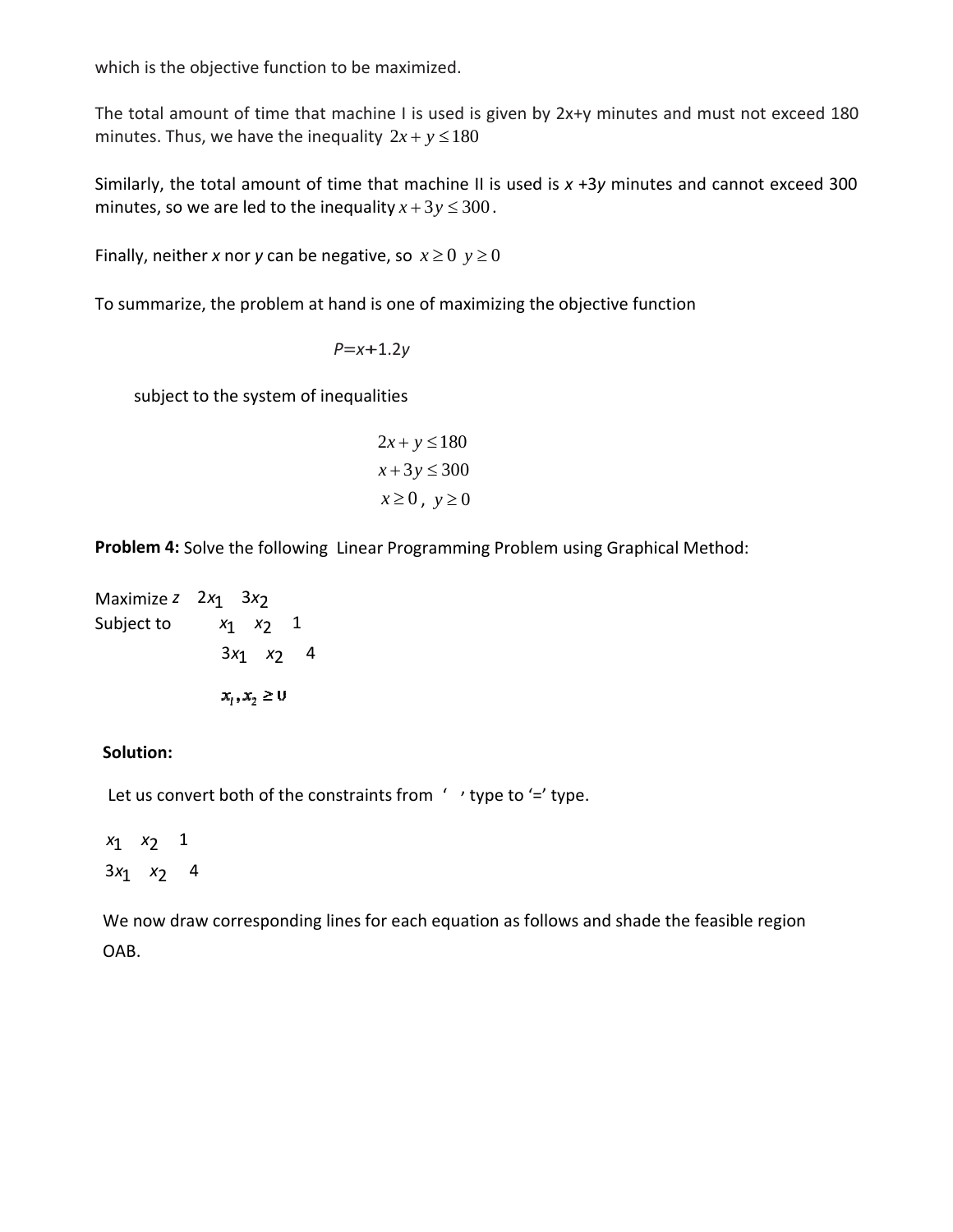which is the objective function to be maximized.

The total amount of time that machine I is used is given by 2x+y minutes and must not exceed 180 minutes. Thus, we have the inequality $2x + y \leq 180$

Similarly, the total amount of time that machine II is used is $x + 3y$ minutes and cannot exceed 300 minutes, so we are led to the inequality $x + 3y \leq 300$.

Finally, neither $x$ nor $y$ can be negative, so $x \geq 0 \;\; y \geq 0$

To summarize, the problem at hand is one of maximizing the objective function

$$P = x + 1.2y$$

subject to the system of inequalities

$$2x + y \leq 180$$
$$x + 3y \leq 300$$
$$x \geq 0, \; y \geq 0$$

**Problem 4:** Solve the following Linear Programming Problem using Graphical Method:

Maximize $z \quad 2x_1 \quad 3x_2$

Subject to $\quad x_1 \quad x_2 \quad 1$

$3x_1 \quad x_2 \quad 4$

$x_1, x_2 \geq 0$

**Solution:**

Let us convert both of the constraints from ' ' type to '=' type.

$x_1 \quad x_2 \quad 1$

$3x_1 \quad x_2 \quad 4$

We now draw corresponding lines for each equation as follows and shade the feasible region OAB.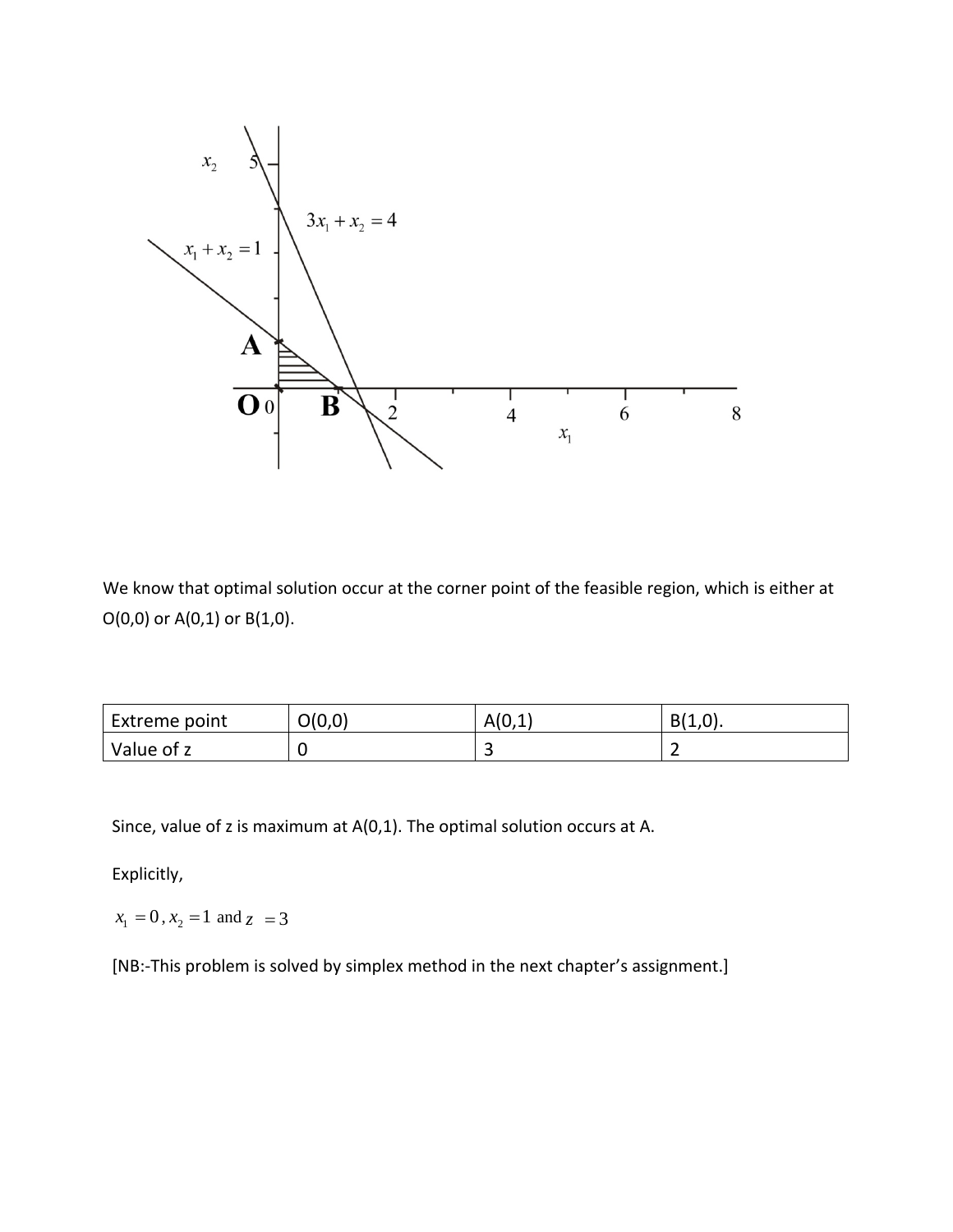We know that optimal solution occur at the corner point of the feasible region, which is either at O(0,0) or A(0,1) or B(1,0).

| Extreme point | O(0,0) | A(0,1) | B(1,0). |
| --- | --- | --- | --- |
| Value of z | 0 | 3 | 2 |

Since, value of z is maximum at A(0,1). The optimal solution occurs at A.

Explicitly,

$x_1 = 0, x_2 = 1$ and $z = 3$

[NB:-This problem is solved by simplex method in the next chapter's assignment.]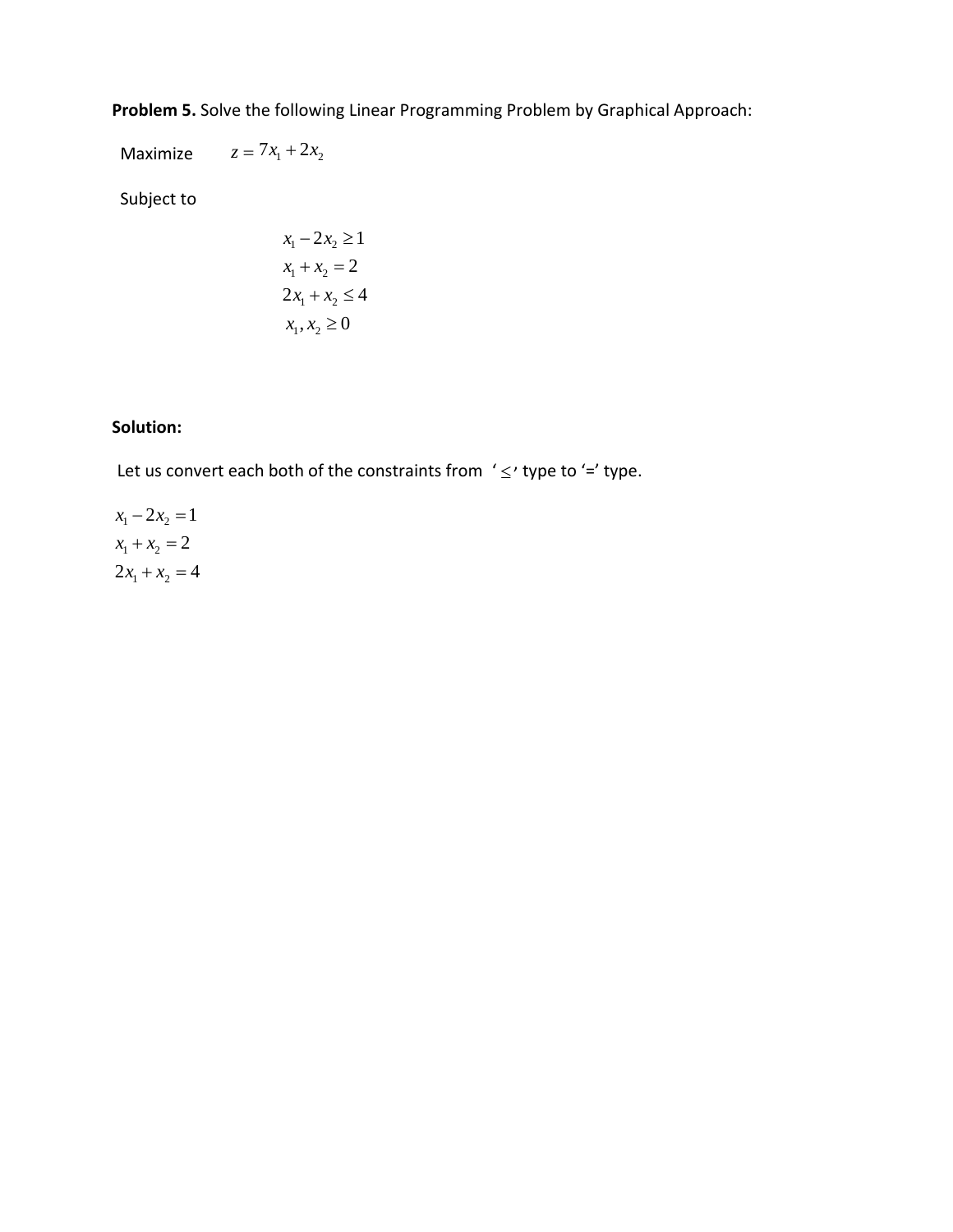**Problem 5.** Solve the following Linear Programming Problem by Graphical Approach:

Maximize $\quad z = 7x_1 + 2x_2$

Subject to

$$
\begin{aligned}
x_1 - 2x_2 &\geq 1 \\
x_1 + x_2 &= 2 \\
2x_1 + x_2 &\leq 4 \\
x_1, x_2 &\geq 0
\end{aligned}
$$

**Solution:**

Let us convert each both of the constraints from '$\leq$' type to '=' type.

$$
\begin{aligned}
x_1 - 2x_2 &= 1 \\
x_1 + x_2 &= 2 \\
2x_1 + x_2 &= 4
\end{aligned}
$$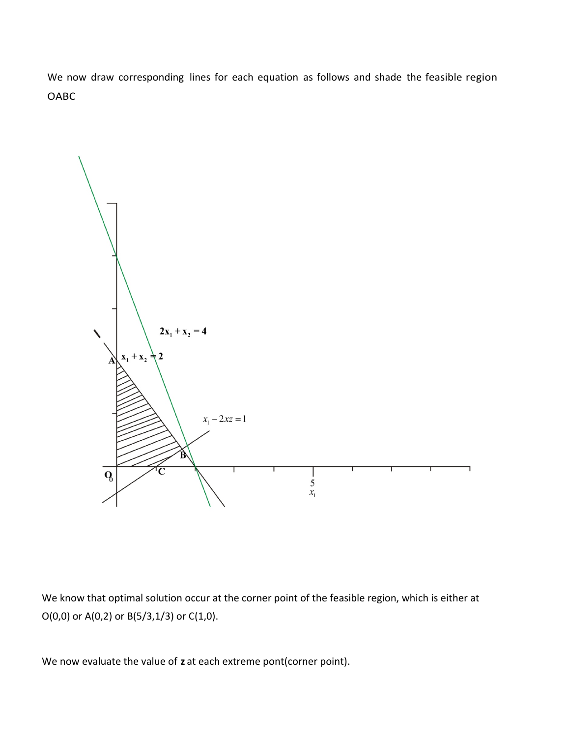We now draw corresponding lines for each equation as follows and shade the feasible region OABC

$2x_1 + x_2 = 4$

$x_1 + x_2 = 2$

$x_1 - 2xz = 1$

We know that optimal solution occur at the corner point of the feasible region, which is either at O(0,0) or A(0,2) or B(5/3,1/3) or C(1,0).

We now evaluate the value of **z** at each extreme pont(corner point).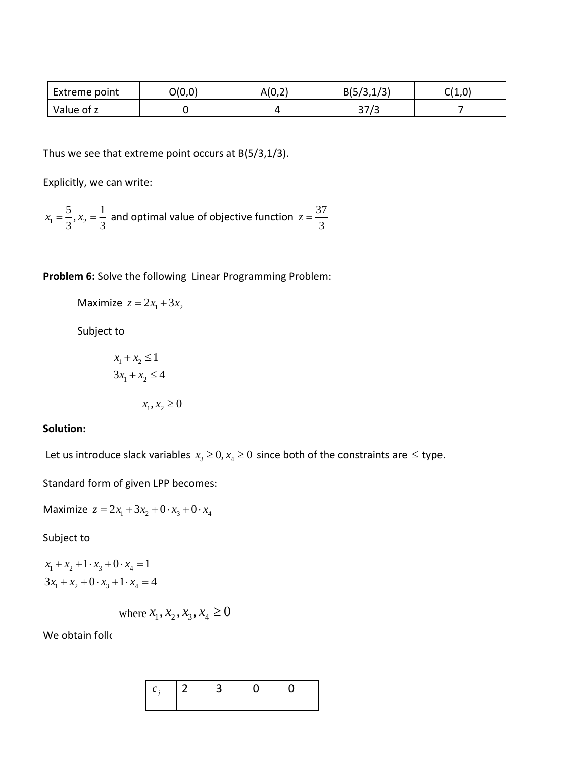| Extreme point | O(0,0) | A(0,2) | B(5/3,1/3) | C(1,0) |
| --- | --- | --- | --- | --- |
| Value of z | 0 | 4 | 37/3 | 7 |

Thus we see that extreme point occurs at B(5/3,1/3).

Explicitly, we can write:

$x_1 = \frac{5}{3}, x_2 = \frac{1}{3}$ and optimal value of objective function $z = \frac{37}{3}$

**Problem 6:** Solve the following Linear Programming Problem:

Maximize $z = 2x_1 + 3x_2$

Subject to

$$x_1 + x_2 \leq 1$$
$$3x_1 + x_2 \leq 4$$

$$x_1, x_2 \geq 0$$

**Solution:**

Let us introduce slack variables $x_3 \geq 0, x_4 \geq 0$ since both of the constraints are $\leq$ type.

Standard form of given LPP becomes:

Maximize $z = 2x_1 + 3x_2 + 0 \cdot x_3 + 0 \cdot x_4$

Subject to

$$x_1 + x_2 + 1 \cdot x_3 + 0 \cdot x_4 = 1$$
$$3x_1 + x_2 + 0 \cdot x_3 + 1 \cdot x_4 = 4$$

where $x_1, x_2, x_3, x_4 \geq 0$

We obtain follo

| $c_j$ | 2 | 3 | 0 | 0 |
| --- | --- | --- | --- | --- |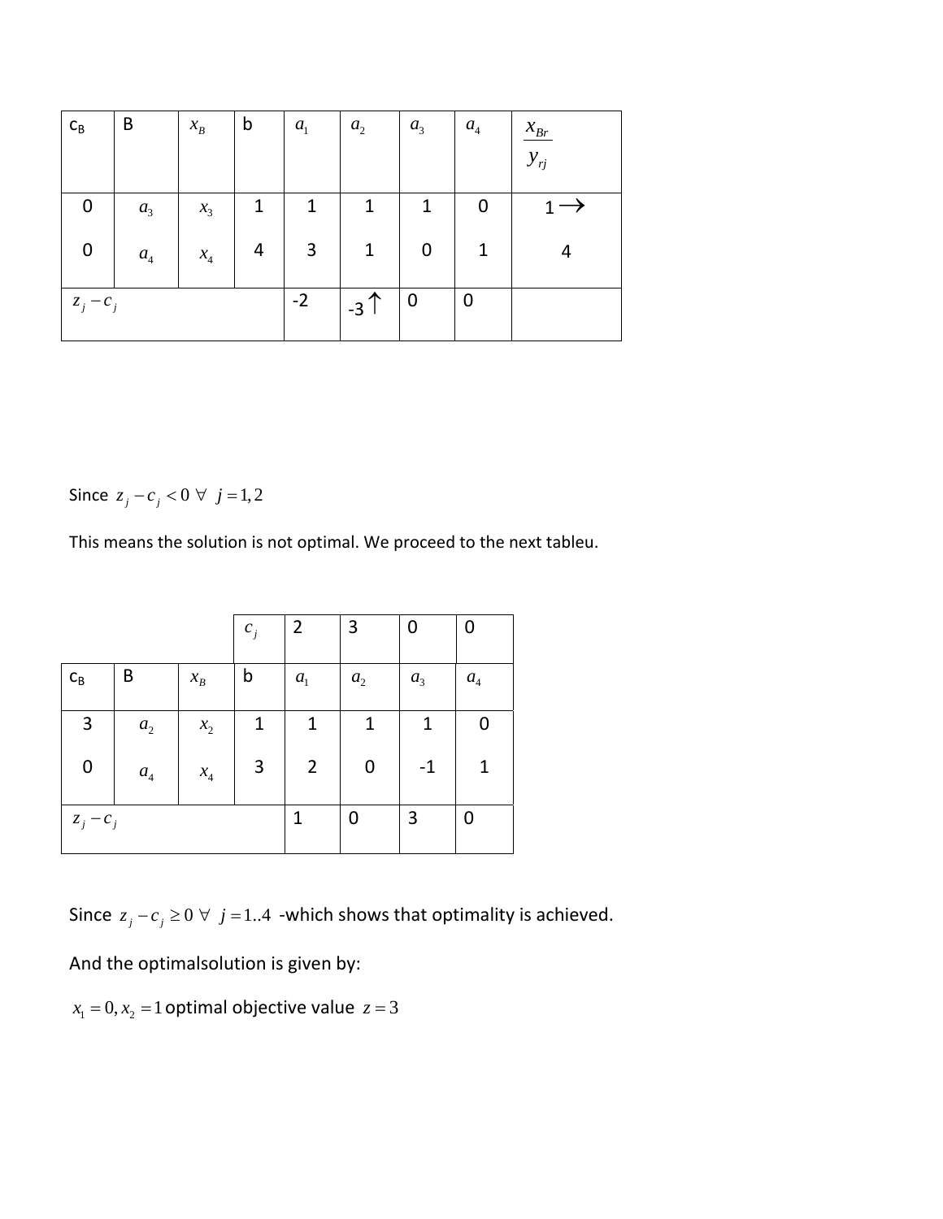| $C_B$ | B | $x_B$ | b | $a_1$ | $a_2$ | $a_3$ | $a_4$ | $\frac{x_{Br}}{y_{rj}}$ |
|---|---|---|---|---|---|---|---|---|
| 0 | $a_3$ | $x_3$ | 1 | 1 | 1 | 1 | 0 | $1\rightarrow$ |
| 0 | $a_4$ | $x_4$ | 4 | 3 | 1 | 0 | 1 | 4 |
| $z_j - c_j$ | | | | -2 | $-3\uparrow$ | 0 | 0 | |

Since $z_j - c_j < 0 \;\forall\; j = 1, 2$

This means the solution is not optimal. We proceed to the next tableu.

| | | | $c_j$ | 2 | 3 | 0 | 0 |
|---|---|---|---|---|---|---|---|
| $C_B$ | B | $x_B$ | b | $a_1$ | $a_2$ | $a_3$ | $a_4$ |
| 3 | $a_2$ | $x_2$ | 1 | 1 | 1 | 1 | 0 |
| 0 | $a_4$ | $x_4$ | 3 | 2 | 0 | -1 | 1 |
| $z_j - c_j$ | | | | 1 | 0 | 3 | 0 |

Since $z_j - c_j \geq 0 \;\forall\; j = 1..4$ -which shows that optimality is achieved.

And the optimalsolution is given by:

$x_1 = 0, x_2 = 1$ optimal objective value $z = 3$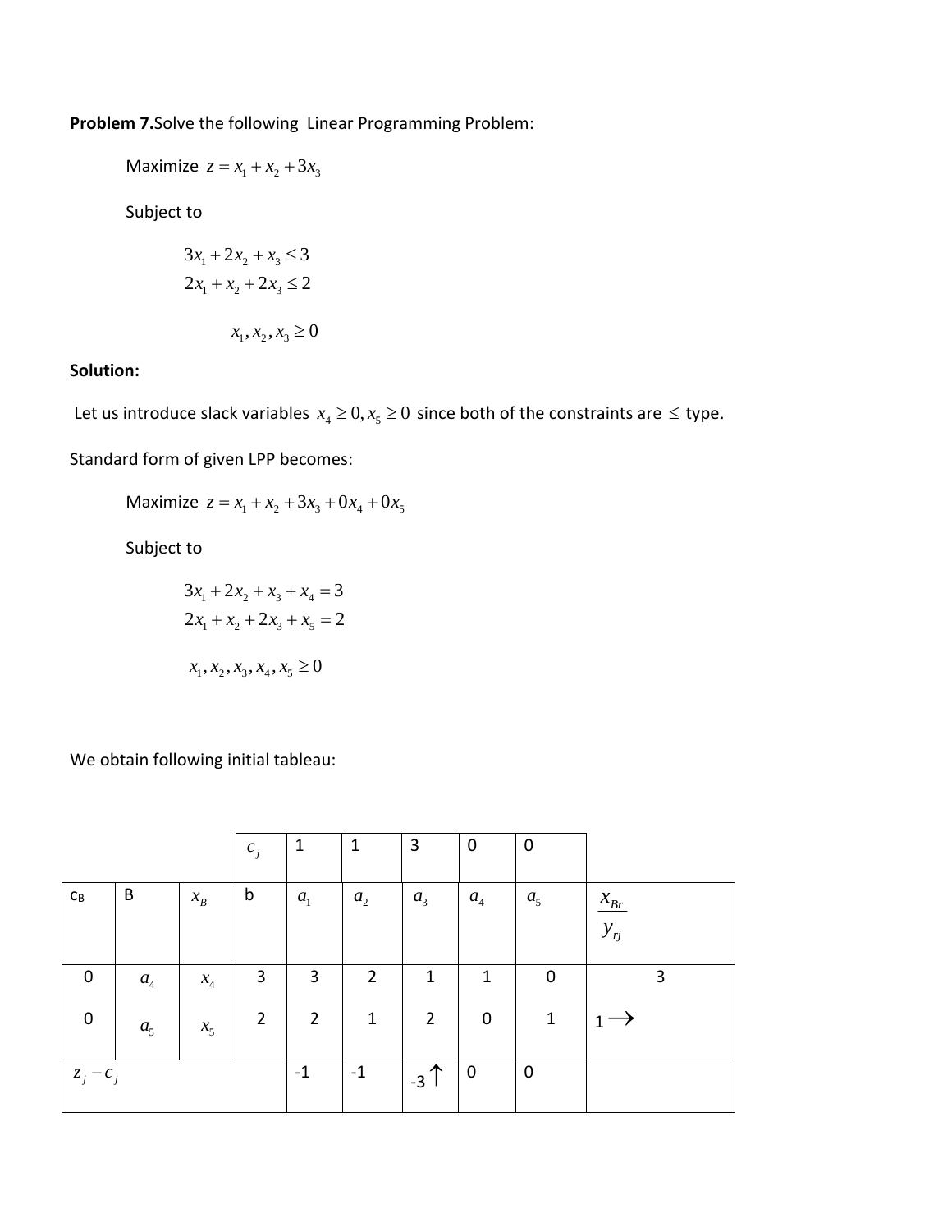**Problem 7.** Solve the following Linear Programming Problem:

Maximize $z = x_1 + x_2 + 3x_3$

Subject to

$$3x_1 + 2x_2 + x_3 \le 3$$
$$2x_1 + x_2 + 2x_3 \le 2$$

$$x_1, x_2, x_3 \ge 0$$

**Solution:**

Let us introduce slack variables $x_4 \ge 0, x_5 \ge 0$ since both of the constraints are $\le$ type.

Standard form of given LPP becomes:

Maximize $z = x_1 + x_2 + 3x_3 + 0x_4 + 0x_5$

Subject to

$$3x_1 + 2x_2 + x_3 + x_4 = 3$$
$$2x_1 + x_2 + 2x_3 + x_5 = 2$$

$$x_1, x_2, x_3, x_4, x_5 \ge 0$$

We obtain following initial tableau:

| | | | $c_j$ | 1 | 1 | 3 | 0 | 0 | |
|---|---|---|---|---|---|---|---|---|---|
| CB | B | $x_B$ | b | $a_1$ | $a_2$ | $a_3$ | $a_4$ | $a_5$ | $\frac{x_{Br}}{y_{rj}}$ |
| 0 | $a_4$ | $x_4$ | 3 | 3 | 2 | 1 | 1 | 0 | 3 |
| 0 | $a_5$ | $x_5$ | 2 | 2 | 1 | 2 | 0 | 1 | 1 $\rightarrow$ |
| $z_j - c_j$ | | | | -1 | -1 | -3 $\uparrow$ | 0 | 0 | |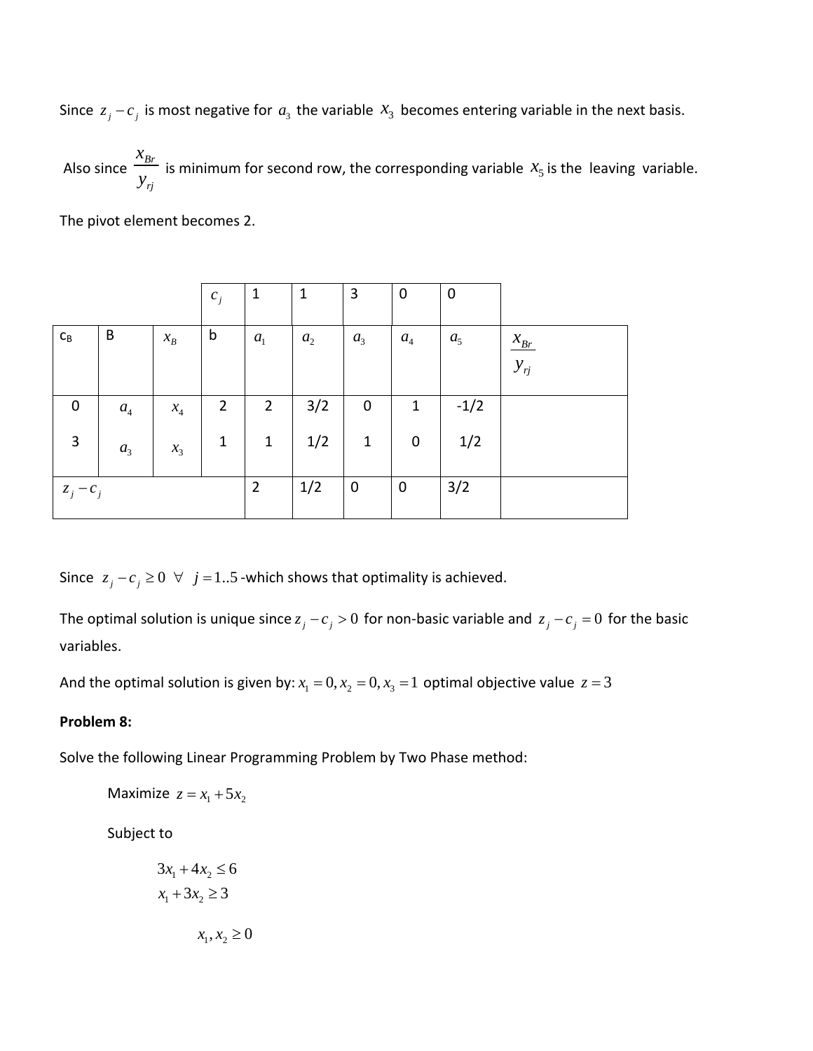Since $z_j - c_j$ is most negative for $a_3$ the variable $x_3$ becomes entering variable in the next basis.

Also since $\frac{x_{Br}}{y_{rj}}$ is minimum for second row, the corresponding variable $x_5$ is the leaving variable.

The pivot element becomes 2.

| | | | $c_j$ | 1 | 1 | 3 | 0 | 0 | |
|---|---|---|---|---|---|---|---|---|---|
| $C_B$ | B | $x_B$ | b | $a_1$ | $a_2$ | $a_3$ | $a_4$ | $a_5$ | $\frac{x_{Br}}{y_{rj}}$ |
| 0 | $a_4$ | $x_4$ | 2 | 2 | 3/2 | 0 | 1 | -1/2 | |
| 3 | $a_3$ | $x_3$ | 1 | 1 | 1/2 | 1 | 0 | 1/2 | |
| $z_j - c_j$ | | | | 2 | 1/2 | 0 | 0 | 3/2 | |

Since $z_j - c_j \geq 0 \ \forall \ j = 1..5$ -which shows that optimality is achieved.

The optimal solution is unique since $z_j - c_j > 0$ for non-basic variable and $z_j - c_j = 0$ for the basic variables.

And the optimal solution is given by: $x_1 = 0, x_2 = 0, x_3 = 1$ optimal objective value $z = 3$

**Problem 8:**

Solve the following Linear Programming Problem by Two Phase method:

Maximize $z = x_1 + 5x_2$

Subject to

$$3x_1 + 4x_2 \leq 6$$
$$x_1 + 3x_2 \geq 3$$

$$x_1, x_2 \geq 0$$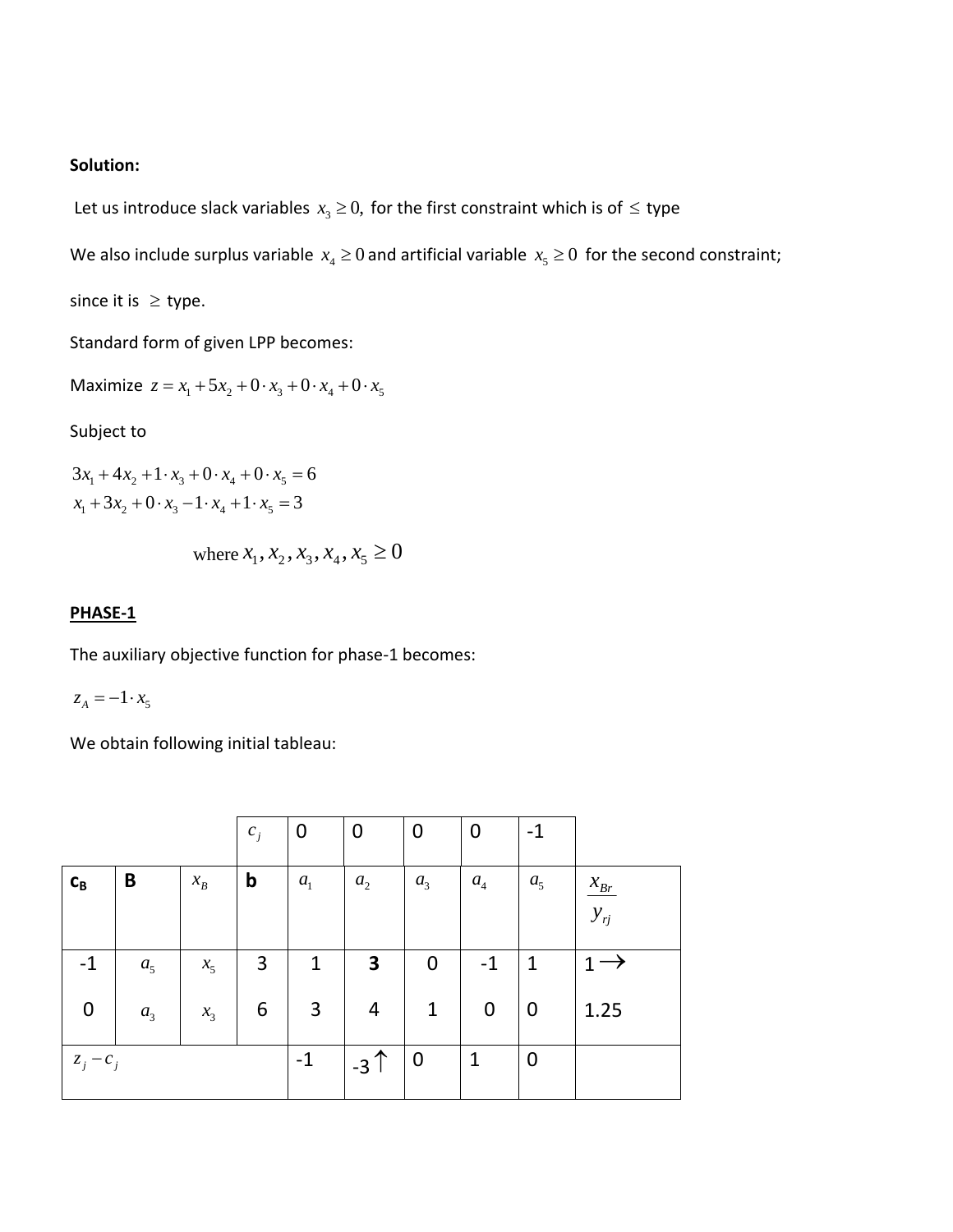**Solution:**

Let us introduce slack variables $x_3 \geq 0,$ for the first constraint which is of $\leq$ type

We also include surplus variable $x_4 \geq 0$ and artificial variable $x_5 \geq 0$ for the second constraint;

since it is $\geq$ type.

Standard form of given LPP becomes:

Maximize $z = x_1 + 5x_2 + 0 \cdot x_3 + 0 \cdot x_4 + 0 \cdot x_5$

Subject to

$$3x_1 + 4x_2 + 1 \cdot x_3 + 0 \cdot x_4 + 0 \cdot x_5 = 6$$
$$x_1 + 3x_2 + 0 \cdot x_3 - 1 \cdot x_4 + 1 \cdot x_5 = 3$$

$$\text{where } x_1, x_2, x_3, x_4, x_5 \geq 0$$

**PHASE-1**

The auxiliary objective function for phase-1 becomes:

$z_A = -1 \cdot x_5$

We obtain following initial tableau:

| | | | $c_j$ | 0 | 0 | 0 | 0 | -1 | |
|---|---|---|---|---|---|---|---|---|---|
| **$c_B$** | **B** | $x_B$ | **b** | $a_1$ | $a_2$ | $a_3$ | $a_4$ | $a_5$ | $\frac{x_{Br}}{y_{rj}}$ |
| -1 | $a_5$ | $x_5$ | 3 | 1 | **3** | 0 | -1 | 1 | 1 $\rightarrow$ |
| 0 | $a_3$ | $x_3$ | 6 | 3 | 4 | 1 | 0 | 0 | 1.25 |
| $z_j - c_j$ | | | | -1 | -3 $\uparrow$ | 0 | 1 | 0 | |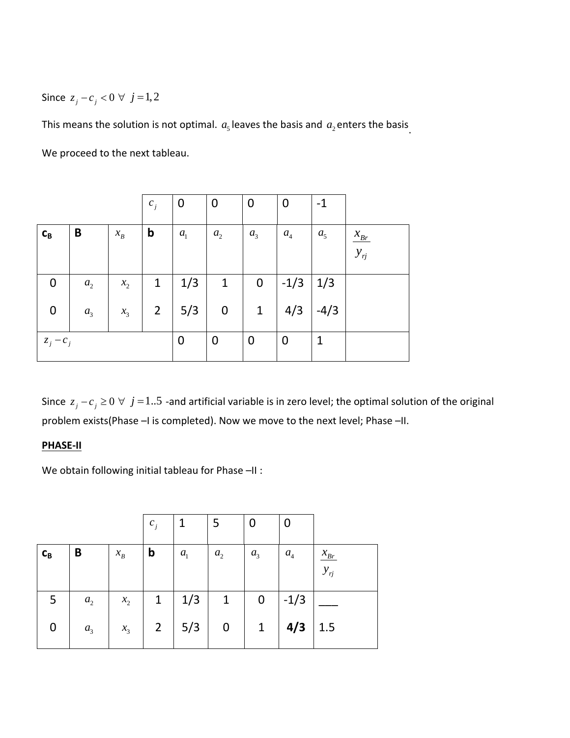Since $z_j - c_j < 0 \ \forall \ j = 1,2$

This means the solution is not optimal. $a_5$ leaves the basis and $a_2$ enters the basis.

We proceed to the next tableau.

| | | | $c_j$ | 0 | 0 | 0 | 0 | -1 | |
|---|---|---|---|---|---|---|---|---|---|
| **C_B** | **B** | $x_B$ | **b** | $a_1$ | $a_2$ | $a_3$ | $a_4$ | $a_5$ | $\frac{x_{Br}}{y_{rj}}$ |
| 0 | $a_2$ | $x_2$ | 1 | 1/3 | 1 | 0 | -1/3 | 1/3 | |
| 0 | $a_3$ | $x_3$ | 2 | 5/3 | 0 | 1 | 4/3 | -4/3 | |
| $z_j - c_j$ | | | | 0 | 0 | 0 | 0 | 1 | |

Since $z_j - c_j \geq 0 \ \forall \ j = 1..5$ -and artificial variable is in zero level; the optimal solution of the original problem exists(Phase –I is completed). Now we move to the next level; Phase –II.

**PHASE-II**

We obtain following initial tableau for Phase –II :

| | | | $c_j$ | 1 | 5 | 0 | 0 | |
|---|---|---|---|---|---|---|---|---|
| **C_B** | **B** | $x_B$ | **b** | $a_1$ | $a_2$ | $a_3$ | $a_4$ | $\frac{x_{Br}}{y_{rj}}$ |
| 5 | $a_2$ | $x_2$ | 1 | 1/3 | 1 | 0 | -1/3 | ___ |
| 0 | $a_3$ | $x_3$ | 2 | 5/3 | 0 | 1 | **4/3** | 1.5 |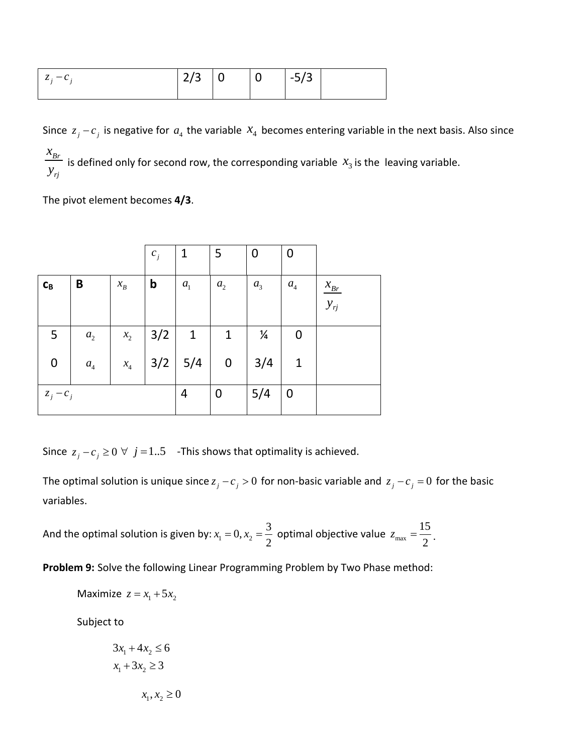| $z_j - c_j$ | 2/3 | 0 | 0 | -5/3 | |
|---|---|---|---|---|---|

Since $z_j - c_j$ is negative for $a_4$ the variable $x_4$ becomes entering variable in the next basis. Also since $\frac{x_{Br}}{y_{rj}}$ is defined only for second row, the corresponding variable $x_3$ is the leaving variable.

The pivot element becomes **4/3**.

| | | | $c_j$ | 1 | 5 | 0 | 0 | |
|---|---|---|---|---|---|---|---|---|
| **$c_B$** | **B** | $x_B$ | **b** | $a_1$ | $a_2$ | $a_3$ | $a_4$ | $\frac{x_{Br}}{y_{rj}}$ |
| 5 | $a_2$ | $x_2$ | 3/2 | 1 | 1 | ¼ | 0 | |
| 0 | $a_4$ | $x_4$ | 3/2 | 5/4 | 0 | 3/4 | 1 | |
| $z_j - c_j$ | | | | 4 | 0 | 5/4 | 0 | |

Since $z_j - c_j \geq 0 \ \forall \ j = 1..5$ -This shows that optimality is achieved.

The optimal solution is unique since $z_j - c_j > 0$ for non-basic variable and $z_j - c_j = 0$ for the basic variables.

And the optimal solution is given by: $x_1 = 0, x_2 = \frac{3}{2}$ optimal objective value $z_{\max} = \frac{15}{2}$.

**Problem 9:** Solve the following Linear Programming Problem by Two Phase method:

Maximize $z = x_1 + 5x_2$

Subject to

$$3x_1 + 4x_2 \leq 6$$
$$x_1 + 3x_2 \geq 3$$

$$x_1, x_2 \geq 0$$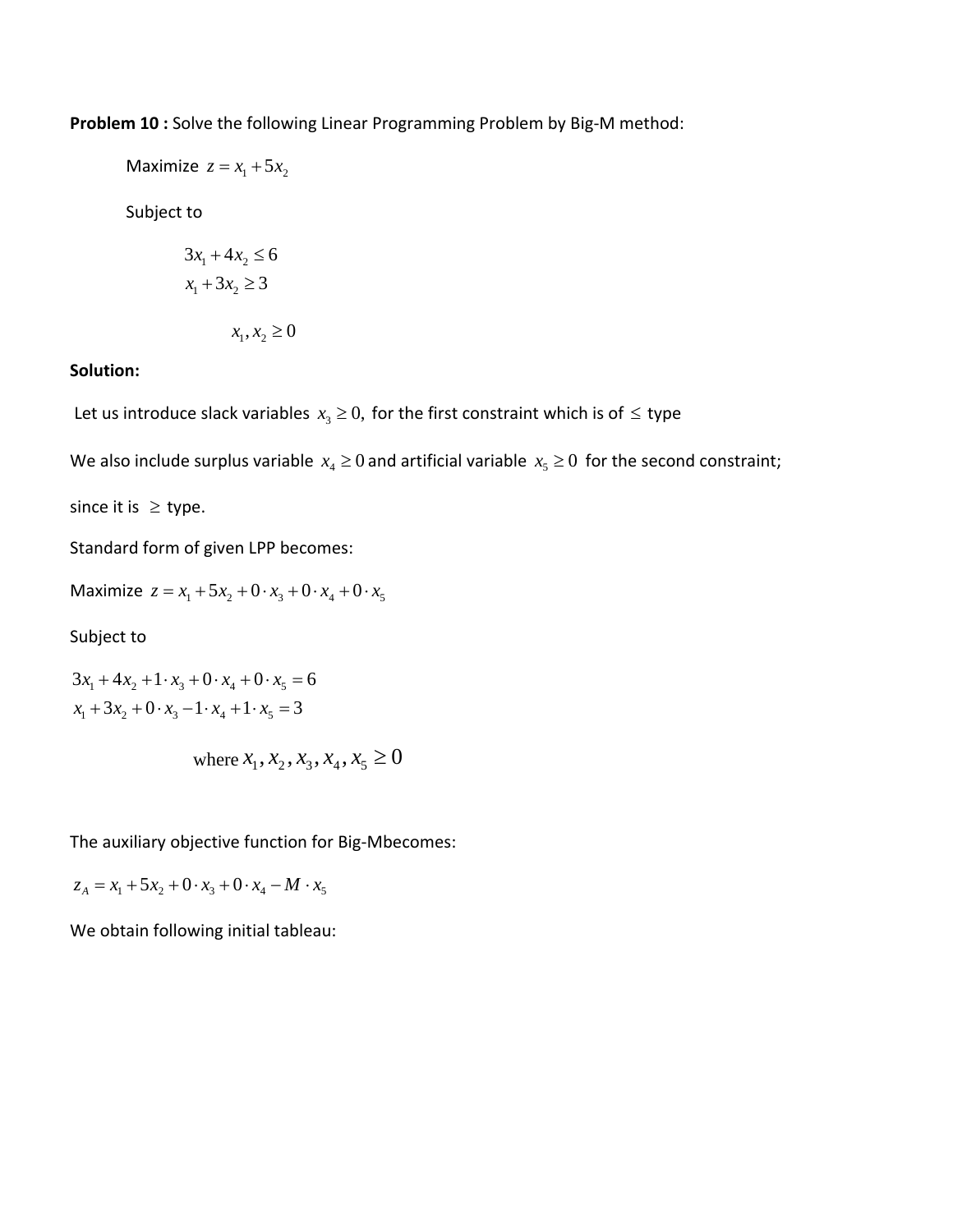**Problem 10 :** Solve the following Linear Programming Problem by Big-M method:

Maximize $z = x_1 + 5x_2$

Subject to

$$3x_1 + 4x_2 \le 6$$
$$x_1 + 3x_2 \ge 3$$

$$x_1, x_2 \ge 0$$

**Solution:**

Let us introduce slack variables $x_3 \ge 0,$ for the first constraint which is of $\le$ type

We also include surplus variable $x_4 \ge 0$ and artificial variable $x_5 \ge 0$ for the second constraint;

since it is $\ge$ type.

Standard form of given LPP becomes:

Maximize $z = x_1 + 5x_2 + 0 \cdot x_3 + 0 \cdot x_4 + 0 \cdot x_5$

Subject to

$$3x_1 + 4x_2 + 1 \cdot x_3 + 0 \cdot x_4 + 0 \cdot x_5 = 6$$
$$x_1 + 3x_2 + 0 \cdot x_3 - 1 \cdot x_4 + 1 \cdot x_5 = 3$$

$$\text{where } x_1, x_2, x_3, x_4, x_5 \ge 0$$

The auxiliary objective function for Big-Mbecomes:

$z_A = x_1 + 5x_2 + 0 \cdot x_3 + 0 \cdot x_4 - M \cdot x_5$

We obtain following initial tableau: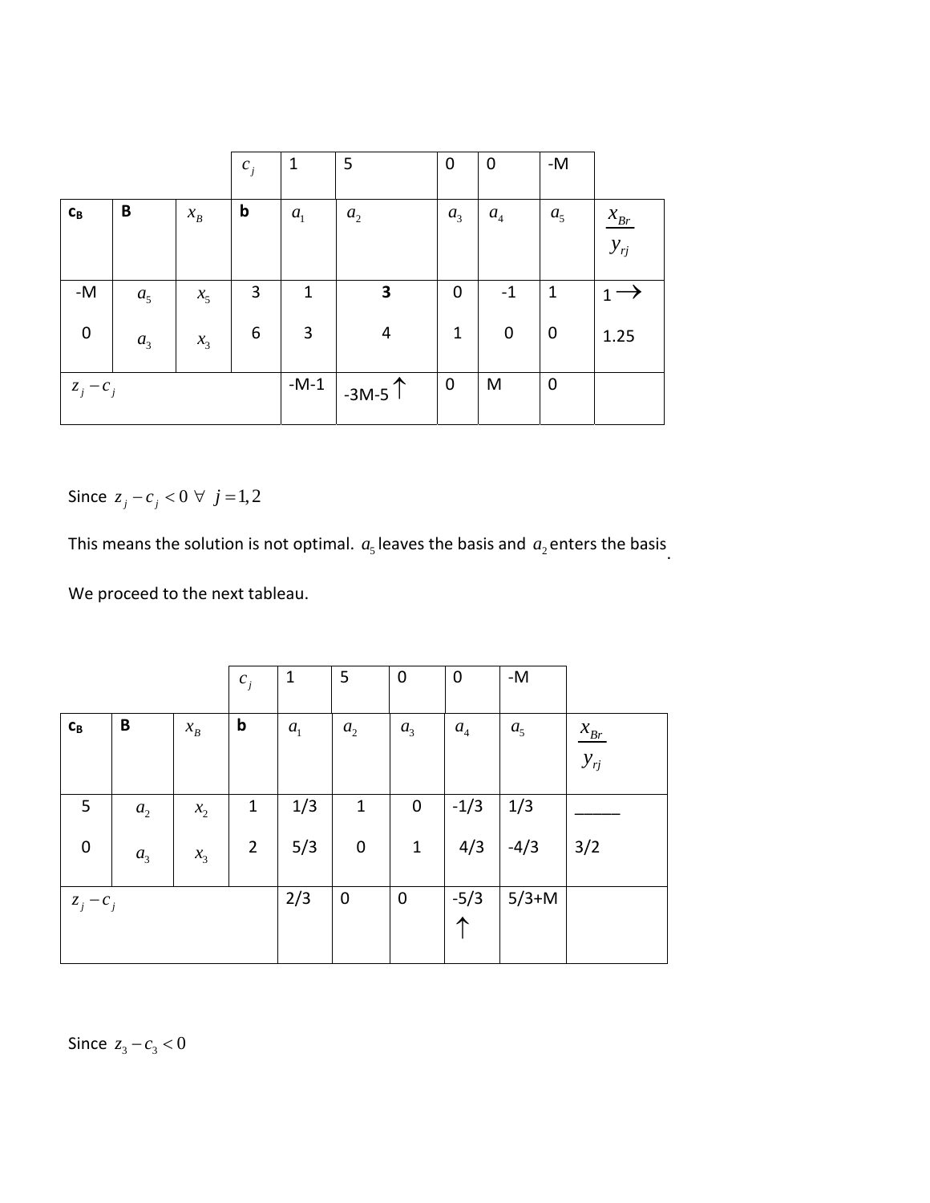|  |  |  | $c_j$ | 1 | 5 | 0 | 0 | -M |  |
|---|---|---|---|---|---|---|---|---|---|
| **$c_B$** | **B** | $x_B$ | **b** | $a_1$ | $a_2$ | $a_3$ | $a_4$ | $a_5$ | $\frac{x_{Br}}{y_{rj}}$ |
| -M | $a_5$ | $x_5$ | 3 | 1 | **3** | 0 | -1 | 1 | 1 $\rightarrow$ |
| 0 | $a_3$ | $x_3$ | 6 | 3 | 4 | 1 | 0 | 0 | 1.25 |
| $z_j - c_j$ |  |  |  | -M-1 | -3M-5 $\uparrow$ | 0 | M | 0 |  |

Since $z_j - c_j < 0 \ \forall \ j = 1, 2$

This means the solution is not optimal. $a_5$ leaves the basis and $a_2$ enters the basis.

We proceed to the next tableau.

|  |  |  | $c_j$ | 1 | 5 | 0 | 0 | -M |  |
|---|---|---|---|---|---|---|---|---|---|
| **$c_B$** | **B** | $x_B$ | **b** | $a_1$ | $a_2$ | $a_3$ | $a_4$ | $a_5$ | $\frac{x_{Br}}{y_{rj}}$ |
| 5 | $a_2$ | $x_2$ | 1 | 1/3 | 1 | 0 | -1/3 | 1/3 | _____ |
| 0 | $a_3$ | $x_3$ | 2 | 5/3 | 0 | 1 | 4/3 | -4/3 | 3/2 |
| $z_j - c_j$ |  |  |  | 2/3 | 0 | 0 | -5/3 $\uparrow$ | 5/3+M |  |

Since $z_3 - c_3 < 0$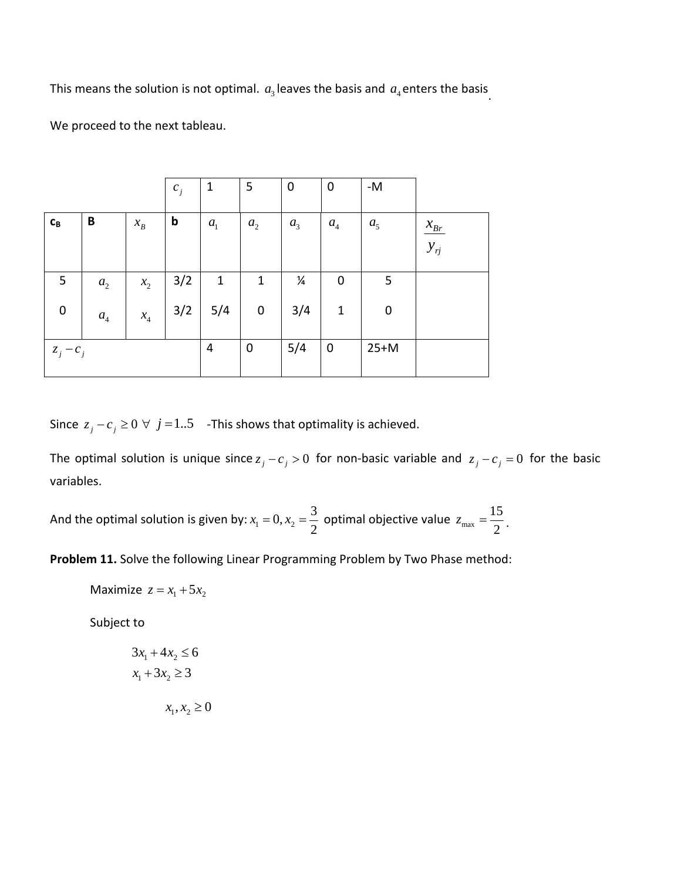This means the solution is not optimal. $a_3$ leaves the basis and $a_4$ enters the basis.

We proceed to the next tableau.

| | | | $c_j$ | 1 | 5 | 0 | 0 | -M | |
|---|---|---|---|---|---|---|---|---|---|
| **$C_B$** | **B** | $x_B$ | **b** | $a_1$ | $a_2$ | $a_3$ | $a_4$ | $a_5$ | $\frac{x_{Br}}{y_{rj}}$ |
| 5 | $a_2$ | $x_2$ | 3/2 | 1 | 1 | ¼ | 0 | 5 | |
| 0 | $a_4$ | $x_4$ | 3/2 | 5/4 | 0 | 3/4 | 1 | 0 | |
| $z_j - c_j$ | | | | 4 | 0 | 5/4 | 0 | 25+M | |

Since $z_j - c_j \geq 0 \ \forall \ j = 1..5$ -This shows that optimality is achieved.

The optimal solution is unique since $z_j - c_j > 0$ for non-basic variable and $z_j - c_j = 0$ for the basic variables.

And the optimal solution is given by: $x_1 = 0, x_2 = \frac{3}{2}$ optimal objective value $z_{\max} = \frac{15}{2}$.

**Problem 11.** Solve the following Linear Programming Problem by Two Phase method:

Maximize $z = x_1 + 5x_2$

Subject to

$$3x_1 + 4x_2 \leq 6$$
$$x_1 + 3x_2 \geq 3$$

$$x_1, x_2 \geq 0$$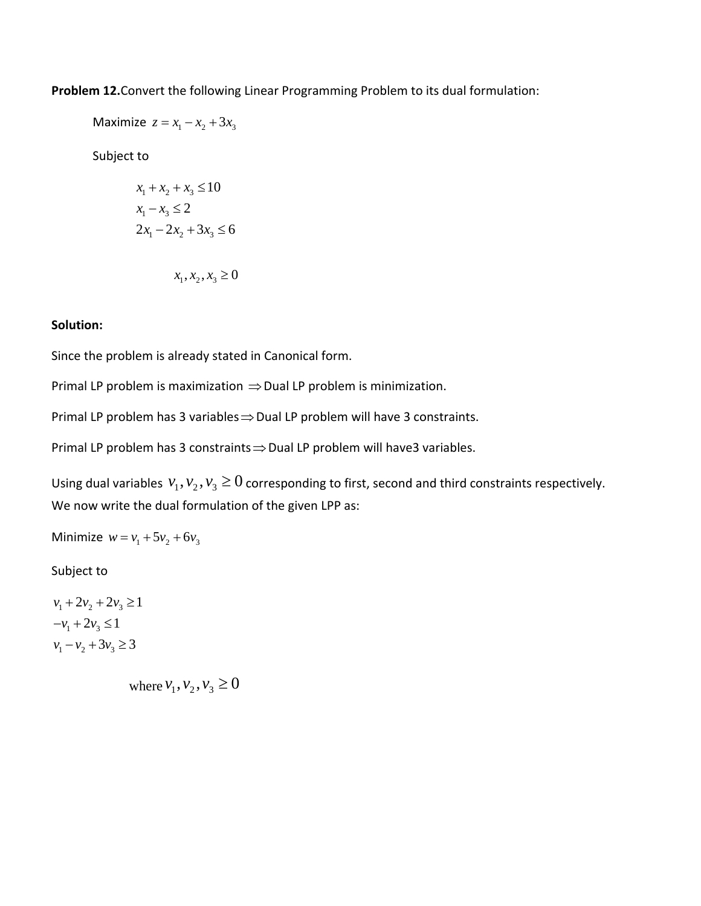**Problem 12.** Convert the following Linear Programming Problem to its dual formulation:

Maximize $z = x_1 - x_2 + 3x_3$

Subject to

$$
\begin{aligned}
& x_1 + x_2 + x_3 \le 10 \\
& x_1 - x_3 \le 2 \\
& 2x_1 - 2x_2 + 3x_3 \le 6
\end{aligned}
$$

$$x_1, x_2, x_3 \ge 0$$

**Solution:**

Since the problem is already stated in Canonical form.

Primal LP problem is maximization $\Rightarrow$ Dual LP problem is minimization.

Primal LP problem has 3 variables $\Rightarrow$ Dual LP problem will have 3 constraints.

Primal LP problem has 3 constraints $\Rightarrow$ Dual LP problem will have3 variables.

Using dual variables $v_1, v_2, v_3 \ge 0$ corresponding to first, second and third constraints respectively. We now write the dual formulation of the given LPP as:

Minimize $w = v_1 + 5v_2 + 6v_3$

Subject to

$$
\begin{aligned}
& v_1 + 2v_2 + 2v_3 \ge 1 \\
& -v_1 + 2v_3 \le 1 \\
& v_1 - v_2 + 3v_3 \ge 3
\end{aligned}
$$

$$\text{where } v_1, v_2, v_3 \ge 0$$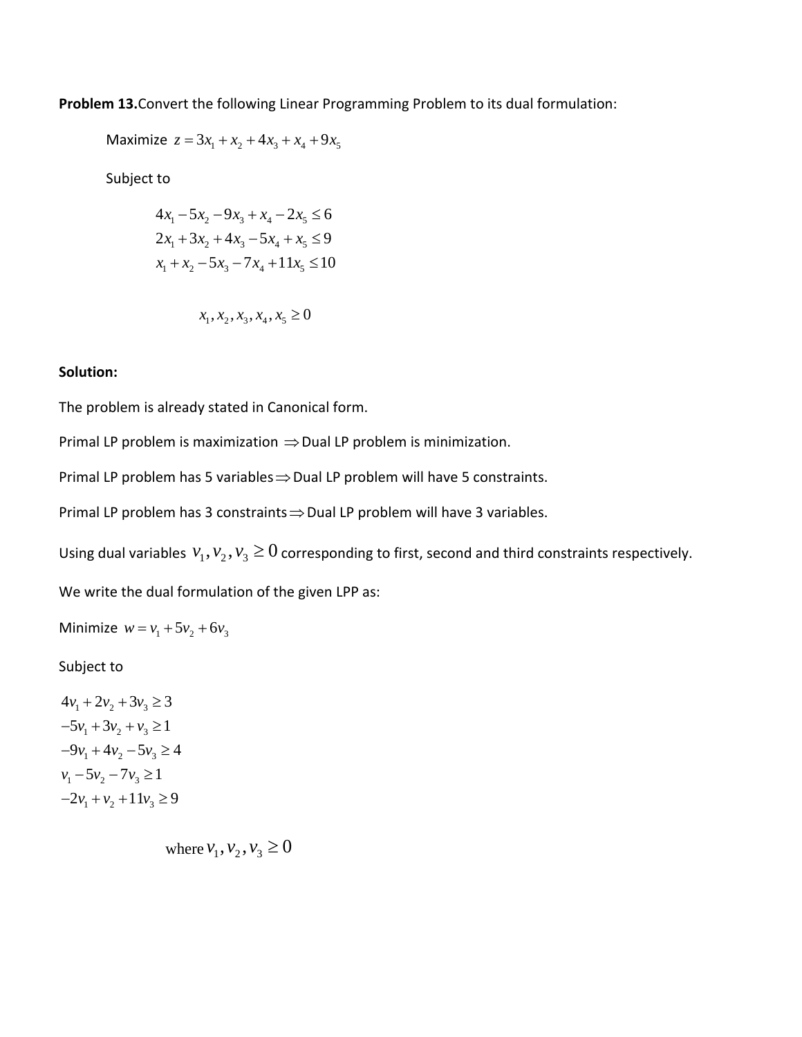**Problem 13.** Convert the following Linear Programming Problem to its dual formulation:

Maximize $z = 3x_1 + x_2 + 4x_3 + x_4 + 9x_5$

Subject to

$$
\begin{aligned}
4x_1 - 5x_2 - 9x_3 + x_4 - 2x_5 &\leq 6 \\
2x_1 + 3x_2 + 4x_3 - 5x_4 + x_5 &\leq 9 \\
x_1 + x_2 - 5x_3 - 7x_4 + 11x_5 &\leq 10
\end{aligned}
$$

$$x_1, x_2, x_3, x_4, x_5 \geq 0$$

**Solution:**

The problem is already stated in Canonical form.

Primal LP problem is maximization $\Rightarrow$ Dual LP problem is minimization.

Primal LP problem has 5 variables $\Rightarrow$ Dual LP problem will have 5 constraints.

Primal LP problem has 3 constraints $\Rightarrow$ Dual LP problem will have 3 variables.

Using dual variables $v_1, v_2, v_3 \geq 0$ corresponding to first, second and third constraints respectively.

We write the dual formulation of the given LPP as:

Minimize $w = v_1 + 5v_2 + 6v_3$

Subject to

$$
\begin{aligned}
4v_1 + 2v_2 + 3v_3 &\geq 3 \\
-5v_1 + 3v_2 + v_3 &\geq 1 \\
-9v_1 + 4v_2 - 5v_3 &\geq 4 \\
v_1 - 5v_2 - 7v_3 &\geq 1 \\
-2v_1 + v_2 + 11v_3 &\geq 9
\end{aligned}
$$

$$\text{where } v_1, v_2, v_3 \geq 0$$